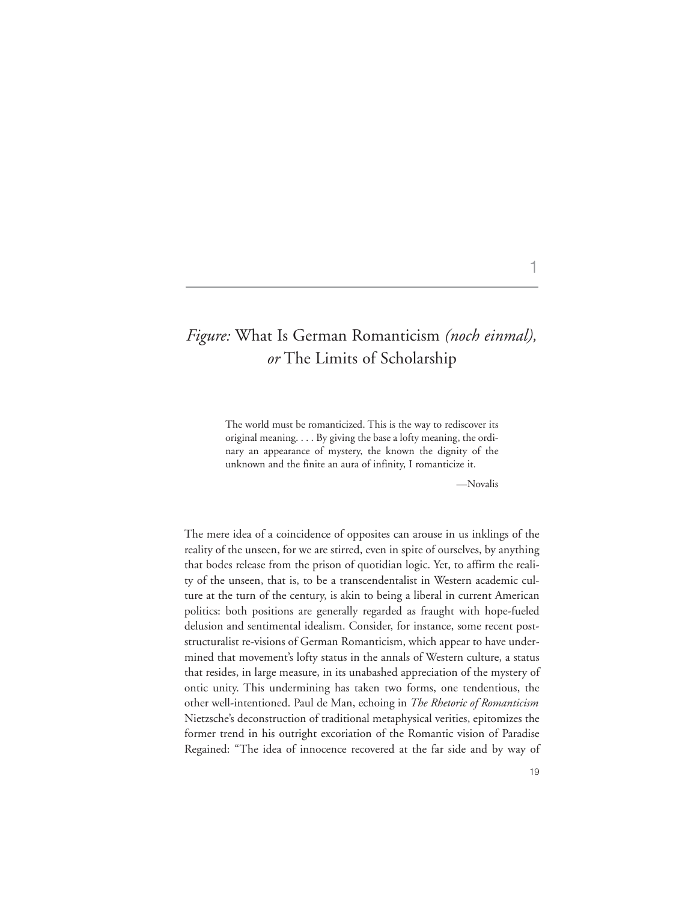# 1

# *Figure:* What Is German Romanticism *(noch einmal), or* The Limits of Scholarship

> The world must be romanticized. This is the way to rediscover its original meaning. . . . By giving the base a lofty meaning, the ordinary an appearance of mystery, the known the dignity of the unknown and the finite an aura of infinity, I romanticize it.
>
> —Novalis

The mere idea of a coincidence of opposites can arouse in us inklings of the reality of the unseen, for we are stirred, even in spite of ourselves, by anything that bodes release from the prison of quotidian logic. Yet, to affirm the reality of the unseen, that is, to be a transcendentalist in Western academic culture at the turn of the century, is akin to being a liberal in current American politics: both positions are generally regarded as fraught with hope-fueled delusion and sentimental idealism. Consider, for instance, some recent post-structuralist re-visions of German Romanticism, which appear to have undermined that movement's lofty status in the annals of Western culture, a status that resides, in large measure, in its unabashed appreciation of the mystery of ontic unity. This undermining has taken two forms, one tendentious, the other well-intentioned. Paul de Man, echoing in *The Rhetoric of Romanticism* Nietzsche's deconstruction of traditional metaphysical verities, epitomizes the former trend in his outright excoriation of the Romantic vision of Paradise Regained: "The idea of innocence recovered at the far side and by way of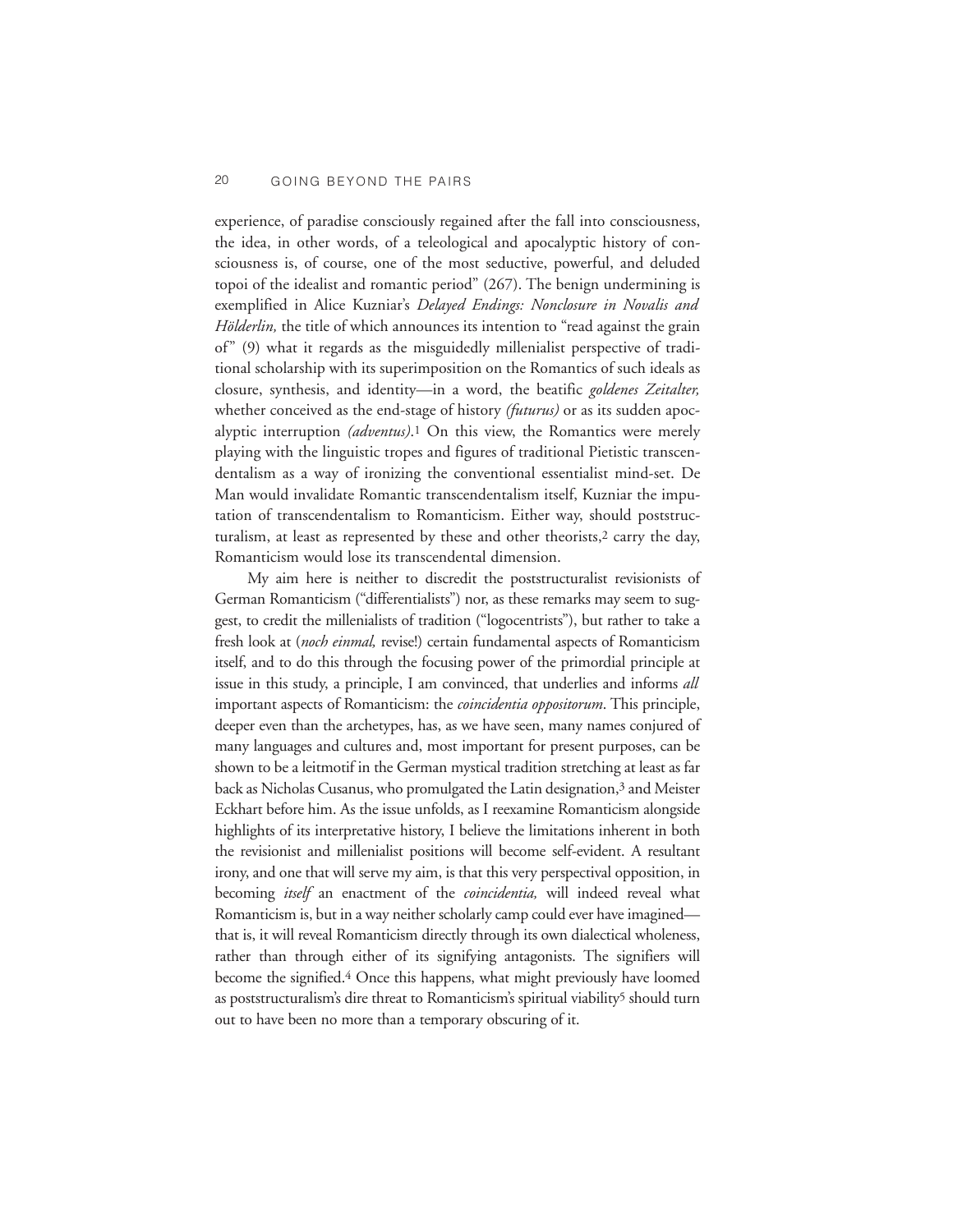experience, of paradise consciously regained after the fall into consciousness, the idea, in other words, of a teleological and apocalyptic history of consciousness is, of course, one of the most seductive, powerful, and deluded topoi of the idealist and romantic period" (267). The benign undermining is exemplified in Alice Kuzniar's *Delayed Endings: Nonclosure in Novalis and Hölderlin,* the title of which announces its intention to "read against the grain of" (9) what it regards as the misguidedly millenialist perspective of traditional scholarship with its superimposition on the Romantics of such ideals as closure, synthesis, and identity—in a word, the beatific *goldenes Zeitalter,* whether conceived as the end-stage of history *(futurus)* or as its sudden apocalyptic interruption *(adventus)*.[1] On this view, the Romantics were merely playing with the linguistic tropes and figures of traditional Pietistic transcendentalism as a way of ironizing the conventional essentialist mind-set. De Man would invalidate Romantic transcendentalism itself, Kuzniar the imputation of transcendentalism to Romanticism. Either way, should poststructuralism, at least as represented by these and other theorists,[2] carry the day, Romanticism would lose its transcendental dimension.

My aim here is neither to discredit the poststructuralist revisionists of German Romanticism ("differentialists") nor, as these remarks may seem to suggest, to credit the millenialists of tradition ("logocentrists"), but rather to take a fresh look at (*noch einmal,* revise!) certain fundamental aspects of Romanticism itself, and to do this through the focusing power of the primordial principle at issue in this study, a principle, I am convinced, that underlies and informs *all* important aspects of Romanticism: the *coincidentia oppositorum*. This principle, deeper even than the archetypes, has, as we have seen, many names conjured of many languages and cultures and, most important for present purposes, can be shown to be a leitmotif in the German mystical tradition stretching at least as far back as Nicholas Cusanus, who promulgated the Latin designation,[3] and Meister Eckhart before him. As the issue unfolds, as I reexamine Romanticism alongside highlights of its interpretative history, I believe the limitations inherent in both the revisionist and millenialist positions will become self-evident. A resultant irony, and one that will serve my aim, is that this very perspectival opposition, in becoming *itself* an enactment of the *coincidentia,* will indeed reveal what Romanticism is, but in a way neither scholarly camp could ever have imagined—that is, it will reveal Romanticism directly through its own dialectical wholeness, rather than through either of its signifying antagonists. The signifiers will become the signified.[4] Once this happens, what might previously have loomed as poststructuralism's dire threat to Romanticism's spiritual viability[5] should turn out to have been no more than a temporary obscuring of it.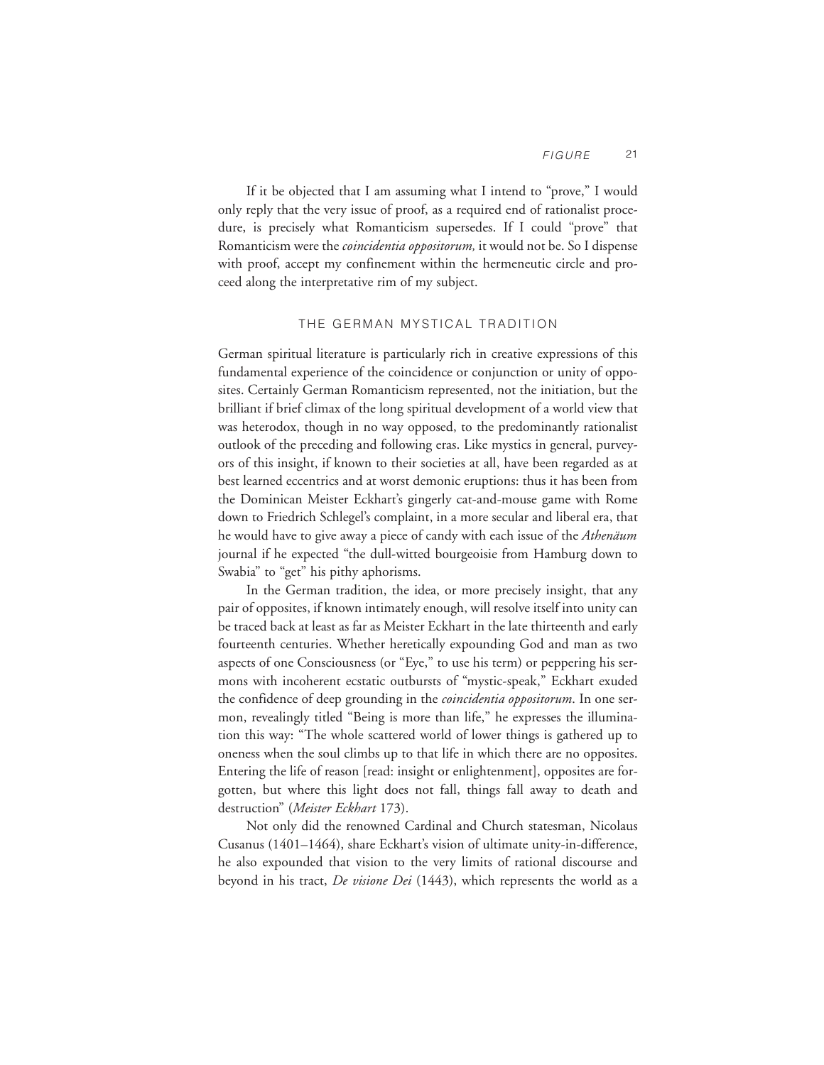If it be objected that I am assuming what I intend to "prove," I would only reply that the very issue of proof, as a required end of rationalist procedure, is precisely what Romanticism supersedes. If I could "prove" that Romanticism were the *coincidentia oppositorum,* it would not be. So I dispense with proof, accept my confinement within the hermeneutic circle and proceed along the interpretative rim of my subject.

## THE GERMAN MYSTICAL TRADITION

German spiritual literature is particularly rich in creative expressions of this fundamental experience of the coincidence or conjunction or unity of opposites. Certainly German Romanticism represented, not the initiation, but the brilliant if brief climax of the long spiritual development of a world view that was heterodox, though in no way opposed, to the predominantly rationalist outlook of the preceding and following eras. Like mystics in general, purveyors of this insight, if known to their societies at all, have been regarded as at best learned eccentrics and at worst demonic eruptions: thus it has been from the Dominican Meister Eckhart's gingerly cat-and-mouse game with Rome down to Friedrich Schlegel's complaint, in a more secular and liberal era, that he would have to give away a piece of candy with each issue of the *Athenäum* journal if he expected "the dull-witted bourgeoisie from Hamburg down to Swabia" to "get" his pithy aphorisms.

In the German tradition, the idea, or more precisely insight, that any pair of opposites, if known intimately enough, will resolve itself into unity can be traced back at least as far as Meister Eckhart in the late thirteenth and early fourteenth centuries. Whether heretically expounding God and man as two aspects of one Consciousness (or "Eye," to use his term) or peppering his sermons with incoherent ecstatic outbursts of "mystic-speak," Eckhart exuded the confidence of deep grounding in the *coincidentia oppositorum*. In one sermon, revealingly titled "Being is more than life," he expresses the illumination this way: "The whole scattered world of lower things is gathered up to oneness when the soul climbs up to that life in which there are no opposites. Entering the life of reason [read: insight or enlightenment], opposites are forgotten, but where this light does not fall, things fall away to death and destruction" (*Meister Eckhart* 173).

Not only did the renowned Cardinal and Church statesman, Nicolaus Cusanus (1401–1464), share Eckhart's vision of ultimate unity-in-difference, he also expounded that vision to the very limits of rational discourse and beyond in his tract, *De visione Dei* (1443), which represents the world as a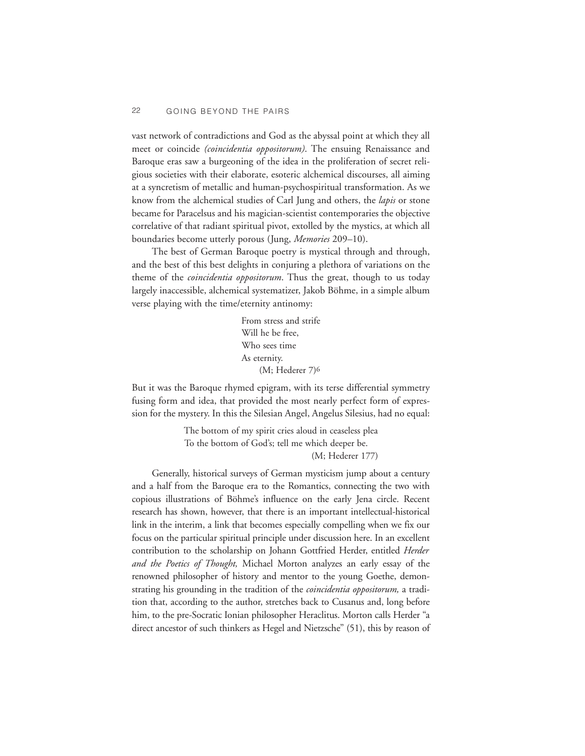vast network of contradictions and God as the abyssal point at which they all meet or coincide *(coincidentia oppositorum)*. The ensuing Renaissance and Baroque eras saw a burgeoning of the idea in the proliferation of secret religious societies with their elaborate, esoteric alchemical discourses, all aiming at a syncretism of metallic and human-psychospiritual transformation. As we know from the alchemical studies of Carl Jung and others, the *lapis* or stone became for Paracelsus and his magician-scientist contemporaries the objective correlative of that radiant spiritual pivot, extolled by the mystics, at which all boundaries become utterly porous (Jung, *Memories* 209–10).

The best of German Baroque poetry is mystical through and through, and the best of this best delights in conjuring a plethora of variations on the theme of the *coincidentia oppositorum*. Thus the great, though to us today largely inaccessible, alchemical systematizer, Jakob Böhme, in a simple album verse playing with the time/eternity antinomy:

> From stress and strife
> Will he be free,
> Who sees time
> As eternity.
> (M; Hederer 7)[6]

But it was the Baroque rhymed epigram, with its terse differential symmetry fusing form and idea, that provided the most nearly perfect form of expression for the mystery. In this the Silesian Angel, Angelus Silesius, had no equal:

> The bottom of my spirit cries aloud in ceaseless plea
> To the bottom of God's; tell me which deeper be.
> (M; Hederer 177)

Generally, historical surveys of German mysticism jump about a century and a half from the Baroque era to the Romantics, connecting the two with copious illustrations of Böhme's influence on the early Jena circle. Recent research has shown, however, that there is an important intellectual-historical link in the interim, a link that becomes especially compelling when we fix our focus on the particular spiritual principle under discussion here. In an excellent contribution to the scholarship on Johann Gottfried Herder, entitled *Herder and the Poetics of Thought,* Michael Morton analyzes an early essay of the renowned philosopher of history and mentor to the young Goethe, demonstrating his grounding in the tradition of the *coincidentia oppositorum,* a tradition that, according to the author, stretches back to Cusanus and, long before him, to the pre-Socratic Ionian philosopher Heraclitus. Morton calls Herder "a direct ancestor of such thinkers as Hegel and Nietzsche" (51), this by reason of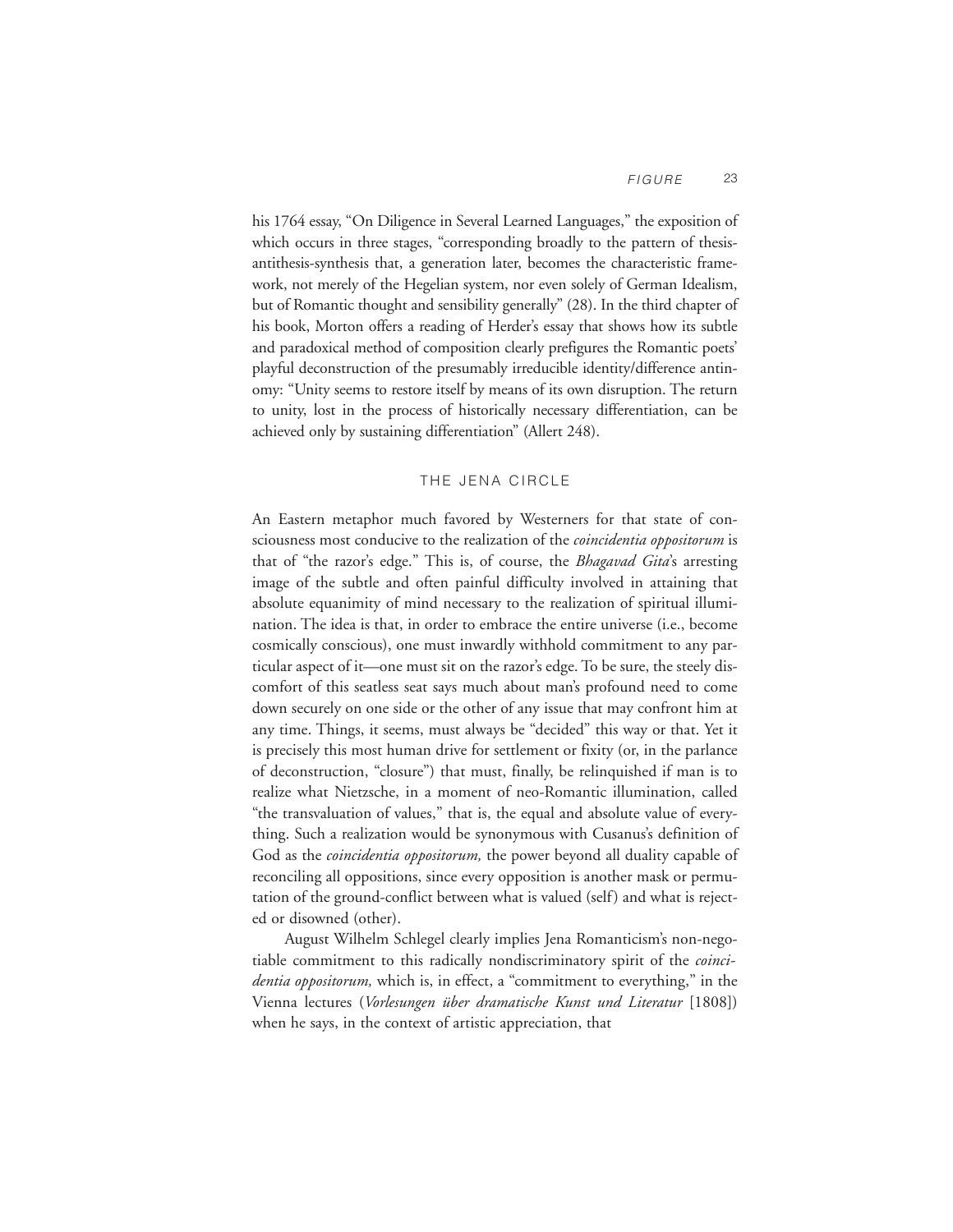his 1764 essay, "On Diligence in Several Learned Languages," the exposition of which occurs in three stages, "corresponding broadly to the pattern of thesis-antithesis-synthesis that, a generation later, becomes the characteristic framework, not merely of the Hegelian system, nor even solely of German Idealism, but of Romantic thought and sensibility generally" (28). In the third chapter of his book, Morton offers a reading of Herder's essay that shows how its subtle and paradoxical method of composition clearly prefigures the Romantic poets' playful deconstruction of the presumably irreducible identity/difference antinomy: "Unity seems to restore itself by means of its own disruption. The return to unity, lost in the process of historically necessary differentiation, can be achieved only by sustaining differentiation" (Allert 248).

## THE JENA CIRCLE

An Eastern metaphor much favored by Westerners for that state of consciousness most conducive to the realization of the *coincidentia oppositorum* is that of "the razor's edge." This is, of course, the *Bhagavad Gita*'s arresting image of the subtle and often painful difficulty involved in attaining that absolute equanimity of mind necessary to the realization of spiritual illumination. The idea is that, in order to embrace the entire universe (i.e., become cosmically conscious), one must inwardly withhold commitment to any particular aspect of it—one must sit on the razor's edge. To be sure, the steely discomfort of this seatless seat says much about man's profound need to come down securely on one side or the other of any issue that may confront him at any time. Things, it seems, must always be "decided" this way or that. Yet it is precisely this most human drive for settlement or fixity (or, in the parlance of deconstruction, "closure") that must, finally, be relinquished if man is to realize what Nietzsche, in a moment of neo-Romantic illumination, called "the transvaluation of values," that is, the equal and absolute value of everything. Such a realization would be synonymous with Cusanus's definition of God as the *coincidentia oppositorum,* the power beyond all duality capable of reconciling all oppositions, since every opposition is another mask or permutation of the ground-conflict between what is valued (self) and what is rejected or disowned (other).

August Wilhelm Schlegel clearly implies Jena Romanticism's non-negotiable commitment to this radically nondiscriminatory spirit of the *coincidentia oppositorum,* which is, in effect, a "commitment to everything," in the Vienna lectures (*Vorlesungen über dramatische Kunst und Literatur* [1808]) when he says, in the context of artistic appreciation, that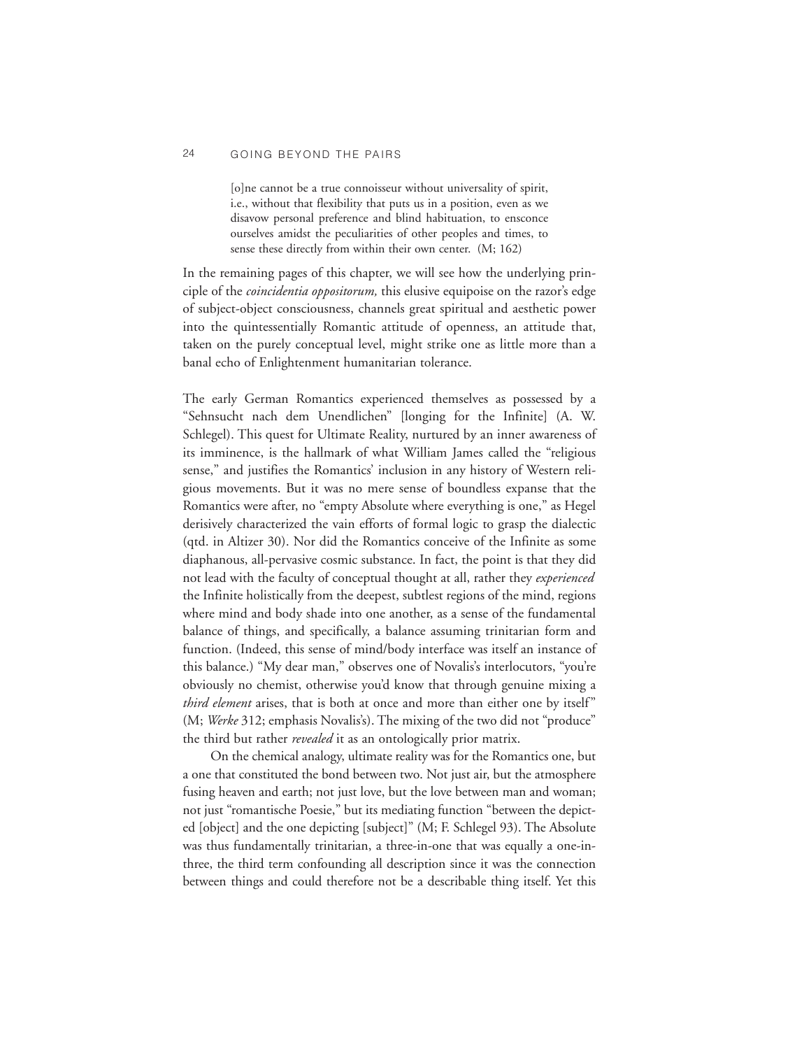> [o]ne cannot be a true connoisseur without universality of spirit, i.e., without that flexibility that puts us in a position, even as we disavow personal preference and blind habituation, to ensconce ourselves amidst the peculiarities of other peoples and times, to sense these directly from within their own center. (M; 162)

In the remaining pages of this chapter, we will see how the underlying principle of the *coincidentia oppositorum,* this elusive equipoise on the razor's edge of subject-object consciousness, channels great spiritual and aesthetic power into the quintessentially Romantic attitude of openness, an attitude that, taken on the purely conceptual level, might strike one as little more than a banal echo of Enlightenment humanitarian tolerance.

The early German Romantics experienced themselves as possessed by a "Sehnsucht nach dem Unendlichen" [longing for the Infinite] (A. W. Schlegel). This quest for Ultimate Reality, nurtured by an inner awareness of its imminence, is the hallmark of what William James called the "religious sense," and justifies the Romantics' inclusion in any history of Western religious movements. But it was no mere sense of boundless expanse that the Romantics were after, no "empty Absolute where everything is one," as Hegel derisively characterized the vain efforts of formal logic to grasp the dialectic (qtd. in Altizer 30). Nor did the Romantics conceive of the Infinite as some diaphanous, all-pervasive cosmic substance. In fact, the point is that they did not lead with the faculty of conceptual thought at all, rather they *experienced* the Infinite holistically from the deepest, subtlest regions of the mind, regions where mind and body shade into one another, as a sense of the fundamental balance of things, and specifically, a balance assuming trinitarian form and function. (Indeed, this sense of mind/body interface was itself an instance of this balance.) "My dear man," observes one of Novalis's interlocutors, "you're obviously no chemist, otherwise you'd know that through genuine mixing a *third element* arises, that is both at once and more than either one by itself" (M; *Werke* 312; emphasis Novalis's). The mixing of the two did not "produce" the third but rather *revealed* it as an ontologically prior matrix.

On the chemical analogy, ultimate reality was for the Romantics one, but a one that constituted the bond between two. Not just air, but the atmosphere fusing heaven and earth; not just love, but the love between man and woman; not just "romantische Poesie," but its mediating function "between the depicted [object] and the one depicting [subject]" (M; F. Schlegel 93). The Absolute was thus fundamentally trinitarian, a three-in-one that was equally a one-in-three, the third term confounding all description since it was the connection between things and could therefore not be a describable thing itself. Yet this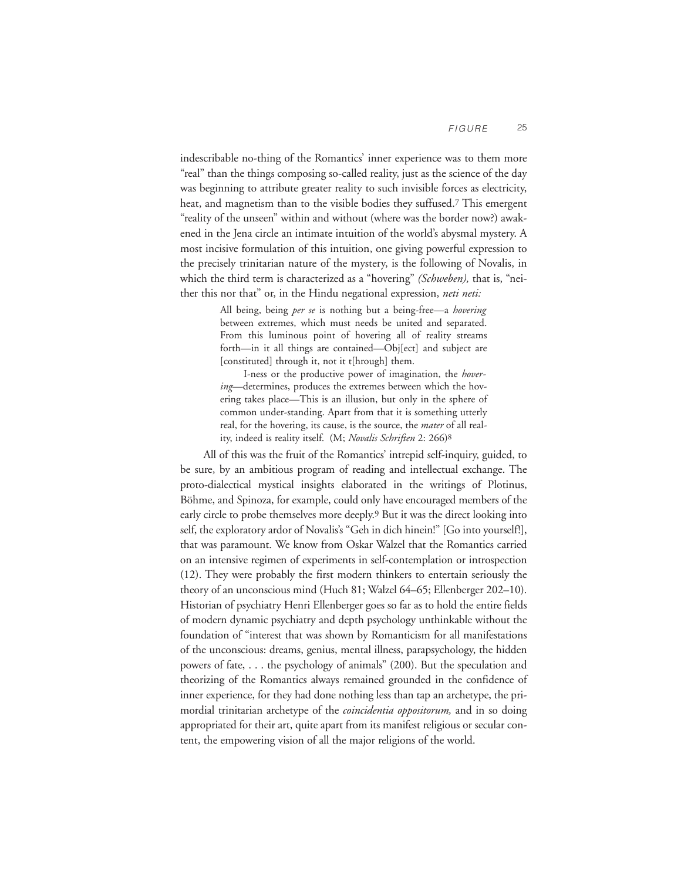indescribable no-thing of the Romantics' inner experience was to them more "real" than the things composing so-called reality, just as the science of the day was beginning to attribute greater reality to such invisible forces as electricity, heat, and magnetism than to the visible bodies they suffused.[7] This emergent "reality of the unseen" within and without (where was the border now?) awakened in the Jena circle an intimate intuition of the world's abysmal mystery. A most incisive formulation of this intuition, one giving powerful expression to the precisely trinitarian nature of the mystery, is the following of Novalis, in which the third term is characterized as a "hovering" *(Schweben),* that is, "neither this nor that" or, in the Hindu negational expression, *neti neti:*

> All being, being *per se* is nothing but a being-free—a *hovering* between extremes, which must needs be united and separated. From this luminous point of hovering all of reality streams forth—in it all things are contained—Obj[ect] and subject are [constituted] through it, not it t[hrough] them.
>
> I-ness or the productive power of imagination, the *hovering*—determines, produces the extremes between which the hovering takes place—This is an illusion, but only in the sphere of common under-standing. Apart from that it is something utterly real, for the hovering, its cause, is the source, the *mater* of all reality, indeed is reality itself. (M; *Novalis Schriften* 2: 266)[8]

All of this was the fruit of the Romantics' intrepid self-inquiry, guided, to be sure, by an ambitious program of reading and intellectual exchange. The proto-dialectical mystical insights elaborated in the writings of Plotinus, Böhme, and Spinoza, for example, could only have encouraged members of the early circle to probe themselves more deeply.[9] But it was the direct looking into self, the exploratory ardor of Novalis's "Geh in dich hinein!" [Go into yourself!], that was paramount. We know from Oskar Walzel that the Romantics carried on an intensive regimen of experiments in self-contemplation or introspection (12). They were probably the first modern thinkers to entertain seriously the theory of an unconscious mind (Huch 81; Walzel 64–65; Ellenberger 202–10). Historian of psychiatry Henri Ellenberger goes so far as to hold the entire fields of modern dynamic psychiatry and depth psychology unthinkable without the foundation of "interest that was shown by Romanticism for all manifestations of the unconscious: dreams, genius, mental illness, parapsychology, the hidden powers of fate, . . . the psychology of animals" (200). But the speculation and theorizing of the Romantics always remained grounded in the confidence of inner experience, for they had done nothing less than tap an archetype, the primordial trinitarian archetype of the *coincidentia oppositorum,* and in so doing appropriated for their art, quite apart from its manifest religious or secular content, the empowering vision of all the major religions of the world.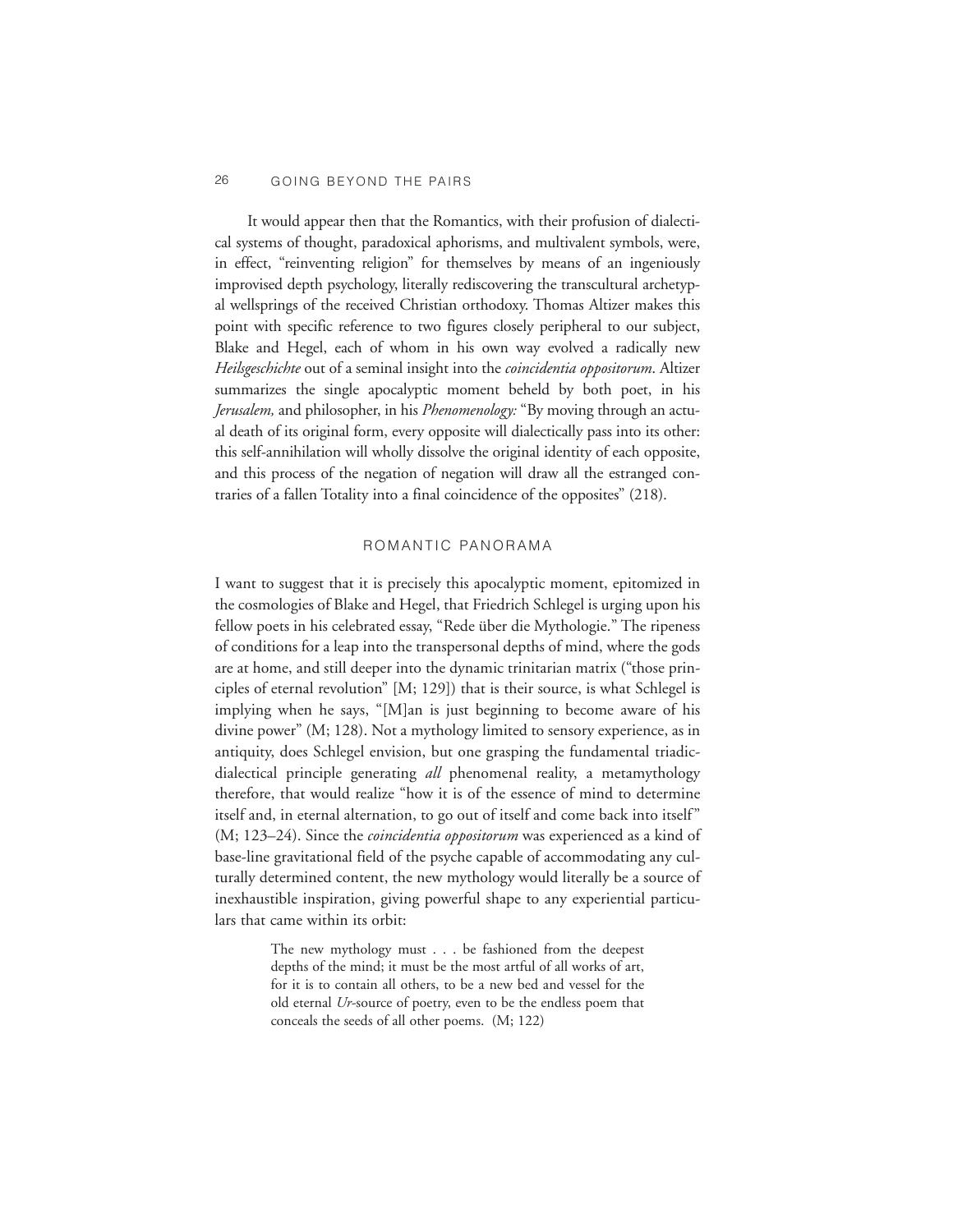It would appear then that the Romantics, with their profusion of dialectical systems of thought, paradoxical aphorisms, and multivalent symbols, were, in effect, "reinventing religion" for themselves by means of an ingeniously improvised depth psychology, literally rediscovering the transcultural archetypal wellsprings of the received Christian orthodoxy. Thomas Altizer makes this point with specific reference to two figures closely peripheral to our subject, Blake and Hegel, each of whom in his own way evolved a radically new *Heilsgeschichte* out of a seminal insight into the *coincidentia oppositorum*. Altizer summarizes the single apocalyptic moment beheld by both poet, in his *Jerusalem,* and philosopher, in his *Phenomenology:* "By moving through an actual death of its original form, every opposite will dialectically pass into its other: this self-annihilation will wholly dissolve the original identity of each opposite, and this process of the negation of negation will draw all the estranged contraries of a fallen Totality into a final coincidence of the opposites" (218).

## ROMANTIC PANORAMA

I want to suggest that it is precisely this apocalyptic moment, epitomized in the cosmologies of Blake and Hegel, that Friedrich Schlegel is urging upon his fellow poets in his celebrated essay, "Rede über die Mythologie." The ripeness of conditions for a leap into the transpersonal depths of mind, where the gods are at home, and still deeper into the dynamic trinitarian matrix ("those principles of eternal revolution" [M; 129]) that is their source, is what Schlegel is implying when he says, "[M]an is just beginning to become aware of his divine power" (M; 128). Not a mythology limited to sensory experience, as in antiquity, does Schlegel envision, but one grasping the fundamental triadic-dialectical principle generating *all* phenomenal reality, a metamythology therefore, that would realize "how it is of the essence of mind to determine itself and, in eternal alternation, to go out of itself and come back into itself" (M; 123–24). Since the *coincidentia oppositorum* was experienced as a kind of base-line gravitational field of the psyche capable of accommodating any culturally determined content, the new mythology would literally be a source of inexhaustible inspiration, giving powerful shape to any experiential particulars that came within its orbit:

> The new mythology must . . . be fashioned from the deepest depths of the mind; it must be the most artful of all works of art, for it is to contain all others, to be a new bed and vessel for the old eternal *Ur*-source of poetry, even to be the endless poem that conceals the seeds of all other poems. (M; 122)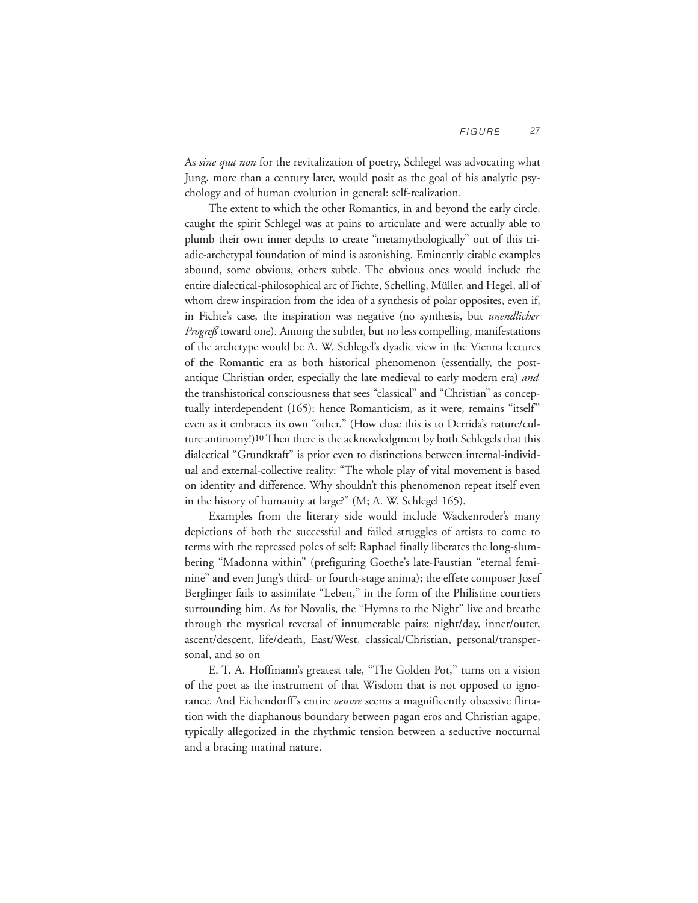As *sine qua non* for the revitalization of poetry, Schlegel was advocating what Jung, more than a century later, would posit as the goal of his analytic psychology and of human evolution in general: self-realization.

The extent to which the other Romantics, in and beyond the early circle, caught the spirit Schlegel was at pains to articulate and were actually able to plumb their own inner depths to create "metamythologically" out of this triadic-archetypal foundation of mind is astonishing. Eminently citable examples abound, some obvious, others subtle. The obvious ones would include the entire dialectical-philosophical arc of Fichte, Schelling, Müller, and Hegel, all of whom drew inspiration from the idea of a synthesis of polar opposites, even if, in Fichte's case, the inspiration was negative (no synthesis, but *unendlicher Progreß* toward one). Among the subtler, but no less compelling, manifestations of the archetype would be A. W. Schlegel's dyadic view in the Vienna lectures of the Romantic era as both historical phenomenon (essentially, the post-antique Christian order, especially the late medieval to early modern era) *and* the transhistorical consciousness that sees "classical" and "Christian" as conceptually interdependent (165): hence Romanticism, as it were, remains "itself" even as it embraces its own "other." (How close this is to Derrida's nature/culture antinomy!)[10] Then there is the acknowledgment by both Schlegels that this dialectical "Grundkraft" is prior even to distinctions between internal-individual and external-collective reality: "The whole play of vital movement is based on identity and difference. Why shouldn't this phenomenon repeat itself even in the history of humanity at large?" (M; A. W. Schlegel 165).

Examples from the literary side would include Wackenroder's many depictions of both the successful and failed struggles of artists to come to terms with the repressed poles of self: Raphael finally liberates the long-slumbering "Madonna within" (prefiguring Goethe's late-Faustian "eternal feminine" and even Jung's third- or fourth-stage anima); the effete composer Josef Berglinger fails to assimilate "Leben," in the form of the Philistine courtiers surrounding him. As for Novalis, the "Hymns to the Night" live and breathe through the mystical reversal of innumerable pairs: night/day, inner/outer, ascent/descent, life/death, East/West, classical/Christian, personal/transpersonal, and so on

E. T. A. Hoffmann's greatest tale, "The Golden Pot," turns on a vision of the poet as the instrument of that Wisdom that is not opposed to ignorance. And Eichendorff's entire *oeuvre* seems a magnificently obsessive flirtation with the diaphanous boundary between pagan eros and Christian agape, typically allegorized in the rhythmic tension between a seductive nocturnal and a bracing matinal nature.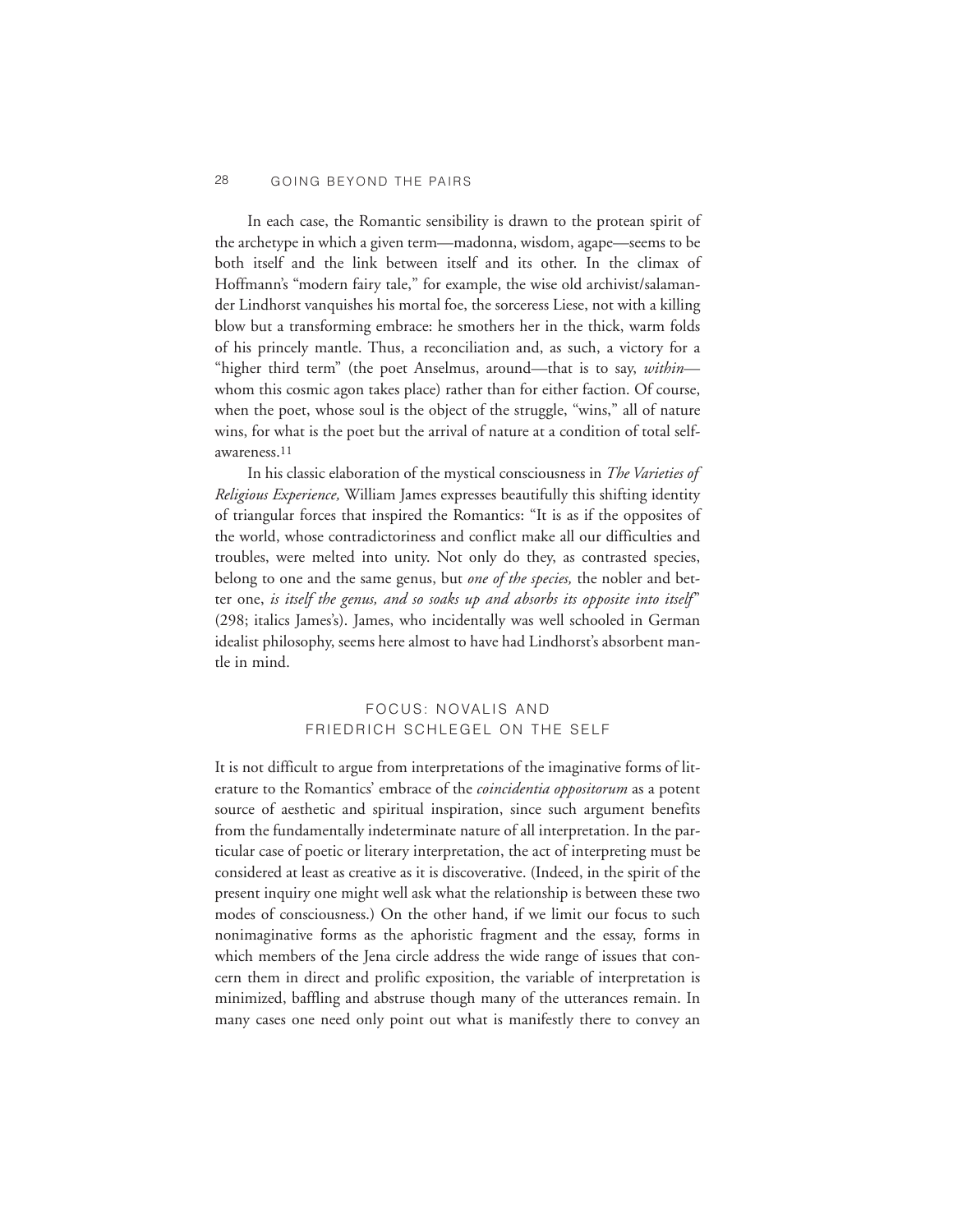In each case, the Romantic sensibility is drawn to the protean spirit of the archetype in which a given term—madonna, wisdom, agape—seems to be both itself and the link between itself and its other. In the climax of Hoffmann's "modern fairy tale," for example, the wise old archivist/salamander Lindhorst vanquishes his mortal foe, the sorceress Liese, not with a killing blow but a transforming embrace: he smothers her in the thick, warm folds of his princely mantle. Thus, a reconciliation and, as such, a victory for a "higher third term" (the poet Anselmus, around—that is to say, *within*—whom this cosmic agon takes place) rather than for either faction. Of course, when the poet, whose soul is the object of the struggle, "wins," all of nature wins, for what is the poet but the arrival of nature at a condition of total self-awareness.[11]

In his classic elaboration of the mystical consciousness in *The Varieties of Religious Experience,* William James expresses beautifully this shifting identity of triangular forces that inspired the Romantics: "It is as if the opposites of the world, whose contradictoriness and conflict make all our difficulties and troubles, were melted into unity. Not only do they, as contrasted species, belong to one and the same genus, but *one of the species,* the nobler and better one, *is itself the genus, and so soaks up and absorbs its opposite into itself*" (298; italics James's). James, who incidentally was well schooled in German idealist philosophy, seems here almost to have had Lindhorst's absorbent mantle in mind.

## FOCUS: NOVALIS AND FRIEDRICH SCHLEGEL ON THE SELF

It is not difficult to argue from interpretations of the imaginative forms of literature to the Romantics' embrace of the *coincidentia oppositorum* as a potent source of aesthetic and spiritual inspiration, since such argument benefits from the fundamentally indeterminate nature of all interpretation. In the particular case of poetic or literary interpretation, the act of interpreting must be considered at least as creative as it is discoverative. (Indeed, in the spirit of the present inquiry one might well ask what the relationship is between these two modes of consciousness.) On the other hand, if we limit our focus to such nonimaginative forms as the aphoristic fragment and the essay, forms in which members of the Jena circle address the wide range of issues that concern them in direct and prolific exposition, the variable of interpretation is minimized, baffling and abstruse though many of the utterances remain. In many cases one need only point out what is manifestly there to convey an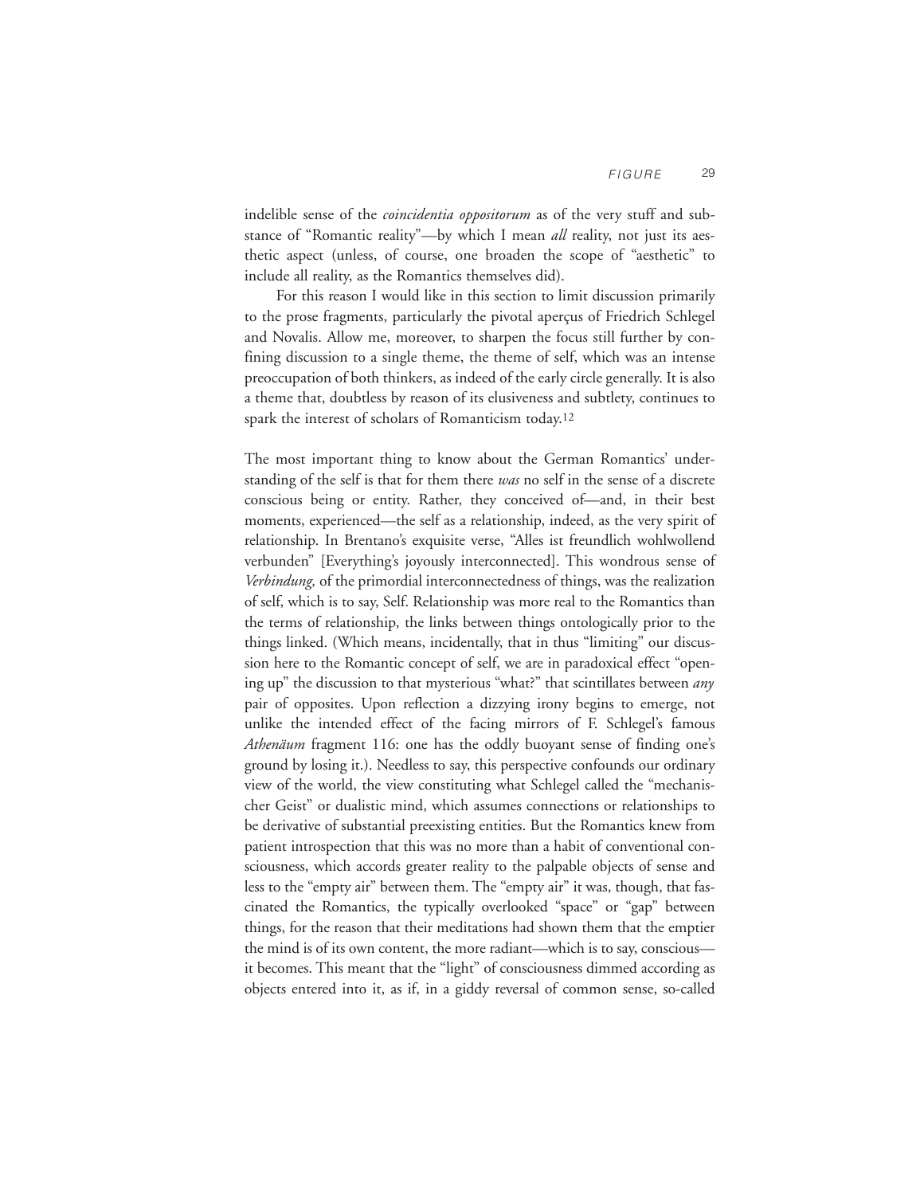indelible sense of the *coincidentia oppositorum* as of the very stuff and substance of "Romantic reality"—by which I mean *all* reality, not just its aesthetic aspect (unless, of course, one broaden the scope of "aesthetic" to include all reality, as the Romantics themselves did).

For this reason I would like in this section to limit discussion primarily to the prose fragments, particularly the pivotal aperçus of Friedrich Schlegel and Novalis. Allow me, moreover, to sharpen the focus still further by confining discussion to a single theme, the theme of self, which was an intense preoccupation of both thinkers, as indeed of the early circle generally. It is also a theme that, doubtless by reason of its elusiveness and subtlety, continues to spark the interest of scholars of Romanticism today.[12]

The most important thing to know about the German Romantics' understanding of the self is that for them there *was* no self in the sense of a discrete conscious being or entity. Rather, they conceived of—and, in their best moments, experienced—the self as a relationship, indeed, as the very spirit of relationship. In Brentano's exquisite verse, "Alles ist freundlich wohlwollend verbunden" [Everything's joyously interconnected]. This wondrous sense of *Verbindung,* of the primordial interconnectedness of things, was the realization of self, which is to say, Self. Relationship was more real to the Romantics than the terms of relationship, the links between things ontologically prior to the things linked. (Which means, incidentally, that in thus "limiting" our discussion here to the Romantic concept of self, we are in paradoxical effect "opening up" the discussion to that mysterious "what?" that scintillates between *any* pair of opposites. Upon reflection a dizzying irony begins to emerge, not unlike the intended effect of the facing mirrors of F. Schlegel's famous *Athenäum* fragment 116: one has the oddly buoyant sense of finding one's ground by losing it.). Needless to say, this perspective confounds our ordinary view of the world, the view constituting what Schlegel called the "mechanischer Geist" or dualistic mind, which assumes connections or relationships to be derivative of substantial preexisting entities. But the Romantics knew from patient introspection that this was no more than a habit of conventional consciousness, which accords greater reality to the palpable objects of sense and less to the "empty air" between them. The "empty air" it was, though, that fascinated the Romantics, the typically overlooked "space" or "gap" between things, for the reason that their meditations had shown them that the emptier the mind is of its own content, the more radiant—which is to say, conscious—it becomes. This meant that the "light" of consciousness dimmed according as objects entered into it, as if, in a giddy reversal of common sense, so-called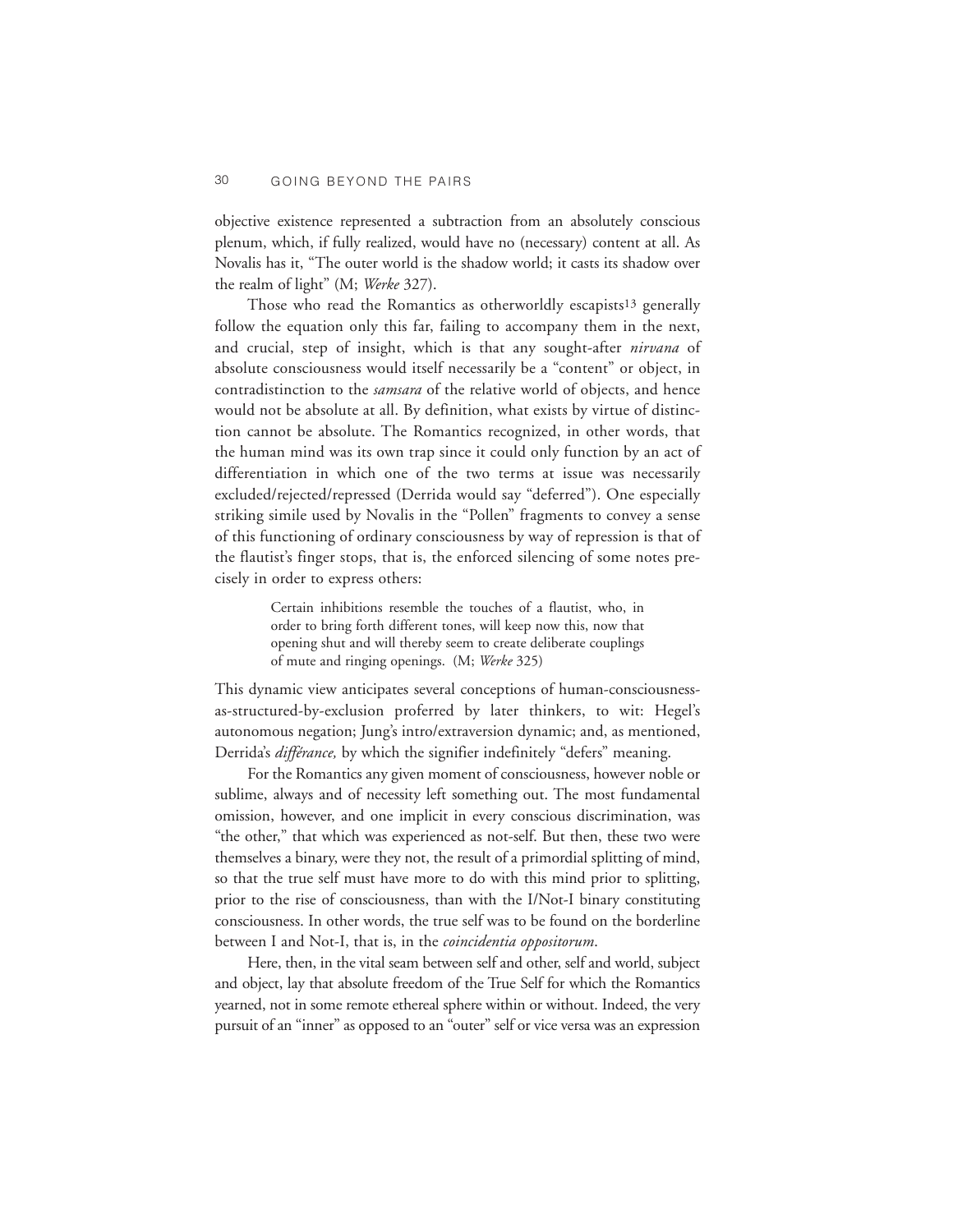objective existence represented a subtraction from an absolutely conscious plenum, which, if fully realized, would have no (necessary) content at all. As Novalis has it, "The outer world is the shadow world; it casts its shadow over the realm of light" (M; *Werke* 327).

Those who read the Romantics as otherworldly escapists[13] generally follow the equation only this far, failing to accompany them in the next, and crucial, step of insight, which is that any sought-after *nirvana* of absolute consciousness would itself necessarily be a "content" or object, in contradistinction to the *samsara* of the relative world of objects, and hence would not be absolute at all. By definition, what exists by virtue of distinction cannot be absolute. The Romantics recognized, in other words, that the human mind was its own trap since it could only function by an act of differentiation in which one of the two terms at issue was necessarily excluded/rejected/repressed (Derrida would say "deferred"). One especially striking simile used by Novalis in the "Pollen" fragments to convey a sense of this functioning of ordinary consciousness by way of repression is that of the flautist's finger stops, that is, the enforced silencing of some notes precisely in order to express others:

> Certain inhibitions resemble the touches of a flautist, who, in order to bring forth different tones, will keep now this, now that opening shut and will thereby seem to create deliberate couplings of mute and ringing openings. (M; *Werke* 325)

This dynamic view anticipates several conceptions of human-consciousness-as-structured-by-exclusion proferred by later thinkers, to wit: Hegel's autonomous negation; Jung's intro/extraversion dynamic; and, as mentioned, Derrida's *différance,* by which the signifier indefinitely "defers" meaning.

For the Romantics any given moment of consciousness, however noble or sublime, always and of necessity left something out. The most fundamental omission, however, and one implicit in every conscious discrimination, was "the other," that which was experienced as not-self. But then, these two were themselves a binary, were they not, the result of a primordial splitting of mind, so that the true self must have more to do with this mind prior to splitting, prior to the rise of consciousness, than with the I/Not-I binary constituting consciousness. In other words, the true self was to be found on the borderline between I and Not-I, that is, in the *coincidentia oppositorum*.

Here, then, in the vital seam between self and other, self and world, subject and object, lay that absolute freedom of the True Self for which the Romantics yearned, not in some remote ethereal sphere within or without. Indeed, the very pursuit of an "inner" as opposed to an "outer" self or vice versa was an expression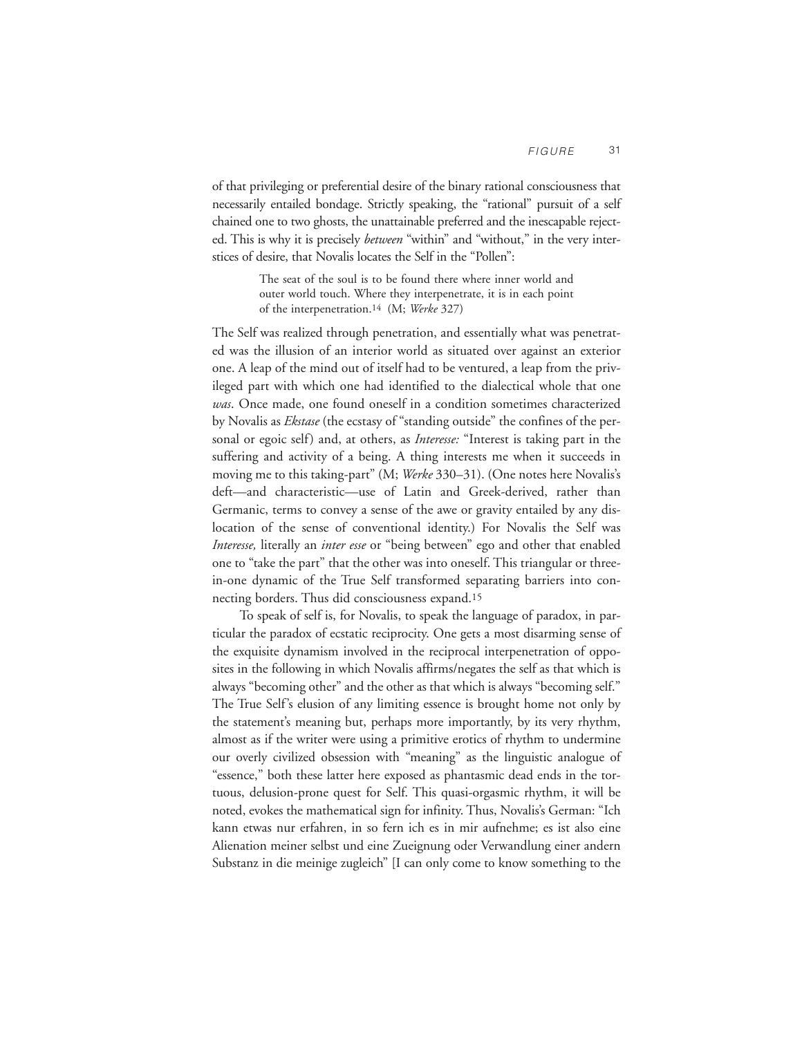of that privileging or preferential desire of the binary rational consciousness that necessarily entailed bondage. Strictly speaking, the "rational" pursuit of a self chained one to two ghosts, the unattainable preferred and the inescapable rejected. This is why it is precisely *between* "within" and "without," in the very interstices of desire, that Novalis locates the Self in the "Pollen":

> The seat of the soul is to be found there where inner world and outer world touch. Where they interpenetrate, it is in each point of the interpenetration.[14] (M; *Werke* 327)

The Self was realized through penetration, and essentially what was penetrated was the illusion of an interior world as situated over against an exterior one. A leap of the mind out of itself had to be ventured, a leap from the privileged part with which one had identified to the dialectical whole that one *was*. Once made, one found oneself in a condition sometimes characterized by Novalis as *Ekstase* (the ecstasy of "standing outside" the confines of the personal or egoic self) and, at others, as *Interesse:* "Interest is taking part in the suffering and activity of a being. A thing interests me when it succeeds in moving me to this taking-part" (M; *Werke* 330–31). (One notes here Novalis's deft—and characteristic—use of Latin and Greek-derived, rather than Germanic, terms to convey a sense of the awe or gravity entailed by any dislocation of the sense of conventional identity.) For Novalis the Self was *Interesse,* literally an *inter esse* or "being between" ego and other that enabled one to "take the part" that the other was into oneself. This triangular or three-in-one dynamic of the True Self transformed separating barriers into connecting borders. Thus did consciousness expand.[15]

To speak of self is, for Novalis, to speak the language of paradox, in particular the paradox of ecstatic reciprocity. One gets a most disarming sense of the exquisite dynamism involved in the reciprocal interpenetration of opposites in the following in which Novalis affirms/negates the self as that which is always "becoming other" and the other as that which is always "becoming self." The True Self's elusion of any limiting essence is brought home not only by the statement's meaning but, perhaps more importantly, by its very rhythm, almost as if the writer were using a primitive erotics of rhythm to undermine our overly civilized obsession with "meaning" as the linguistic analogue of "essence," both these latter here exposed as phantasmic dead ends in the tortuous, delusion-prone quest for Self. This quasi-orgasmic rhythm, it will be noted, evokes the mathematical sign for infinity. Thus, Novalis's German: "Ich kann etwas nur erfahren, in so fern ich es in mir aufnehme; es ist also eine Alienation meiner selbst und eine Zueignung oder Verwandlung einer andern Substanz in die meinige zugleich" [I can only come to know something to the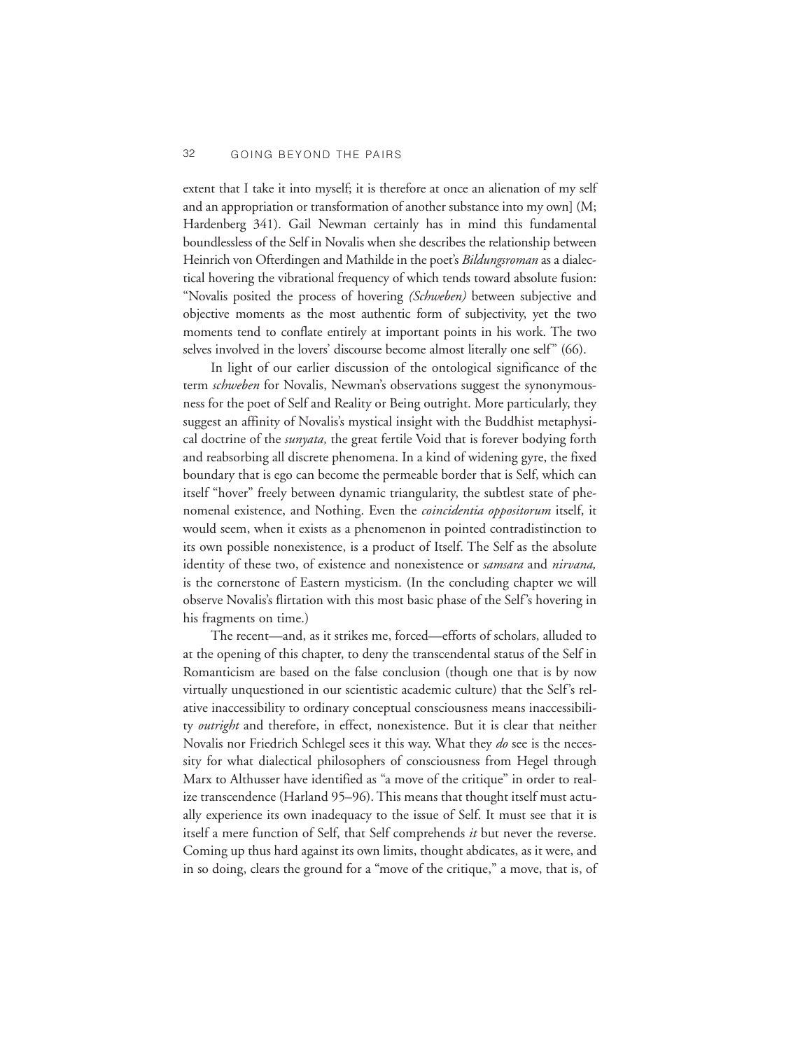extent that I take it into myself; it is therefore at once an alienation of my self and an appropriation or transformation of another substance into my own] (M; Hardenberg 341). Gail Newman certainly has in mind this fundamental boundlesslesss of the Self in Novalis when she describes the relationship between Heinrich von Ofterdingen and Mathilde in the poet's *Bildungsroman* as a dialectical hovering the vibrational frequency of which tends toward absolute fusion: "Novalis posited the process of hovering *(Schweben)* between subjective and objective moments as the most authentic form of subjectivity, yet the two moments tend to conflate entirely at important points in his work. The two selves involved in the lovers' discourse become almost literally one self" (66).

In light of our earlier discussion of the ontological significance of the term *schweben* for Novalis, Newman's observations suggest the synonymousness for the poet of Self and Reality or Being outright. More particularly, they suggest an affinity of Novalis's mystical insight with the Buddhist metaphysical doctrine of the *sunyata,* the great fertile Void that is forever bodying forth and reabsorbing all discrete phenomena. In a kind of widening gyre, the fixed boundary that is ego can become the permeable border that is Self, which can itself "hover" freely between dynamic triangularity, the subtlest state of phenomenal existence, and Nothing. Even the *coincidentia oppositorum* itself, it would seem, when it exists as a phenomenon in pointed contradistinction to its own possible nonexistence, is a product of Itself. The Self as the absolute identity of these two, of existence and nonexistence or *samsara* and *nirvana,* is the cornerstone of Eastern mysticism. (In the concluding chapter we will observe Novalis's flirtation with this most basic phase of the Self's hovering in his fragments on time.)

The recent—and, as it strikes me, forced—efforts of scholars, alluded to at the opening of this chapter, to deny the transcendental status of the Self in Romanticism are based on the false conclusion (though one that is by now virtually unquestioned in our scientistic academic culture) that the Self's relative inaccessibility to ordinary conceptual consciousness means inaccessibility *outright* and therefore, in effect, nonexistence. But it is clear that neither Novalis nor Friedrich Schlegel sees it this way. What they *do* see is the necessity for what dialectical philosophers of consciousness from Hegel through Marx to Althusser have identified as "a move of the critique" in order to realize transcendence (Harland 95–96). This means that thought itself must actually experience its own inadequacy to the issue of Self. It must see that it is itself a mere function of Self, that Self comprehends *it* but never the reverse. Coming up thus hard against its own limits, thought abdicates, as it were, and in so doing, clears the ground for a "move of the critique," a move, that is, of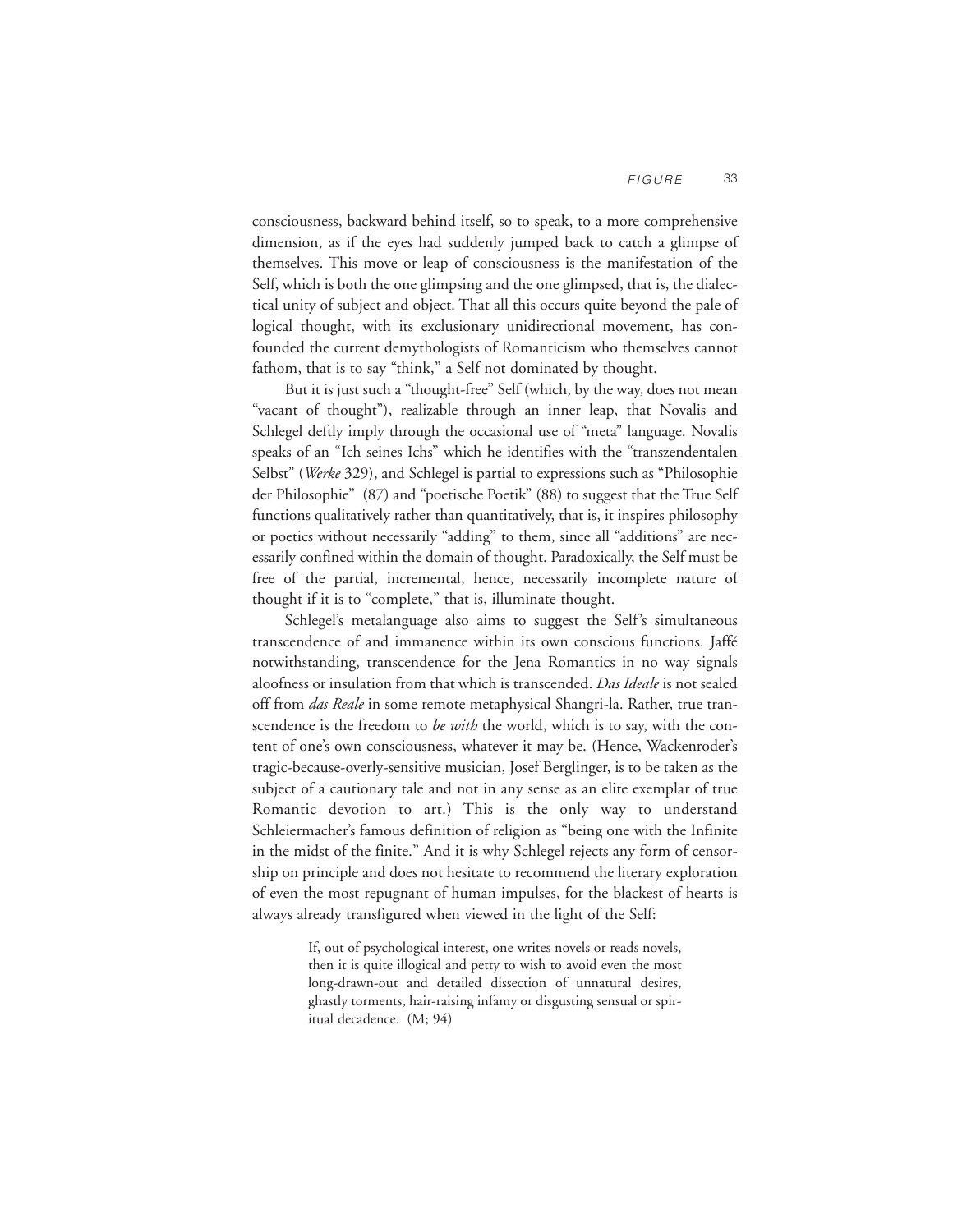consciousness, backward behind itself, so to speak, to a more comprehensive dimension, as if the eyes had suddenly jumped back to catch a glimpse of themselves. This move or leap of consciousness is the manifestation of the Self, which is both the one glimpsing and the one glimpsed, that is, the dialectical unity of subject and object. That all this occurs quite beyond the pale of logical thought, with its exclusionary unidirectional movement, has confounded the current demythologists of Romanticism who themselves cannot fathom, that is to say "think," a Self not dominated by thought.

But it is just such a "thought-free" Self (which, by the way, does not mean "vacant of thought"), realizable through an inner leap, that Novalis and Schlegel deftly imply through the occasional use of "meta" language. Novalis speaks of an "Ich seines Ichs" which he identifies with the "transzendentalen Selbst" (*Werke* 329), and Schlegel is partial to expressions such as "Philosophie der Philosophie" (87) and "poetische Poetik" (88) to suggest that the True Self functions qualitatively rather than quantitatively, that is, it inspires philosophy or poetics without necessarily "adding" to them, since all "additions" are necessarily confined within the domain of thought. Paradoxically, the Self must be free of the partial, incremental, hence, necessarily incomplete nature of thought if it is to "complete," that is, illuminate thought.

Schlegel's metalanguage also aims to suggest the Self's simultaneous transcendence of and immanence within its own conscious functions. Jaffé notwithstanding, transcendence for the Jena Romantics in no way signals aloofness or insulation from that which is transcended. *Das Ideale* is not sealed off from *das Reale* in some remote metaphysical Shangri-la. Rather, true transcendence is the freedom to *be with* the world, which is to say, with the content of one's own consciousness, whatever it may be. (Hence, Wackenroder's tragic-because-overly-sensitive musician, Josef Berglinger, is to be taken as the subject of a cautionary tale and not in any sense as an elite exemplar of true Romantic devotion to art.) This is the only way to understand Schleiermacher's famous definition of religion as "being one with the Infinite in the midst of the finite." And it is why Schlegel rejects any form of censorship on principle and does not hesitate to recommend the literary exploration of even the most repugnant of human impulses, for the blackest of hearts is always already transfigured when viewed in the light of the Self:

> If, out of psychological interest, one writes novels or reads novels, then it is quite illogical and petty to wish to avoid even the most long-drawn-out and detailed dissection of unnatural desires, ghastly torments, hair-raising infamy or disgusting sensual or spiritual decadence. (M; 94)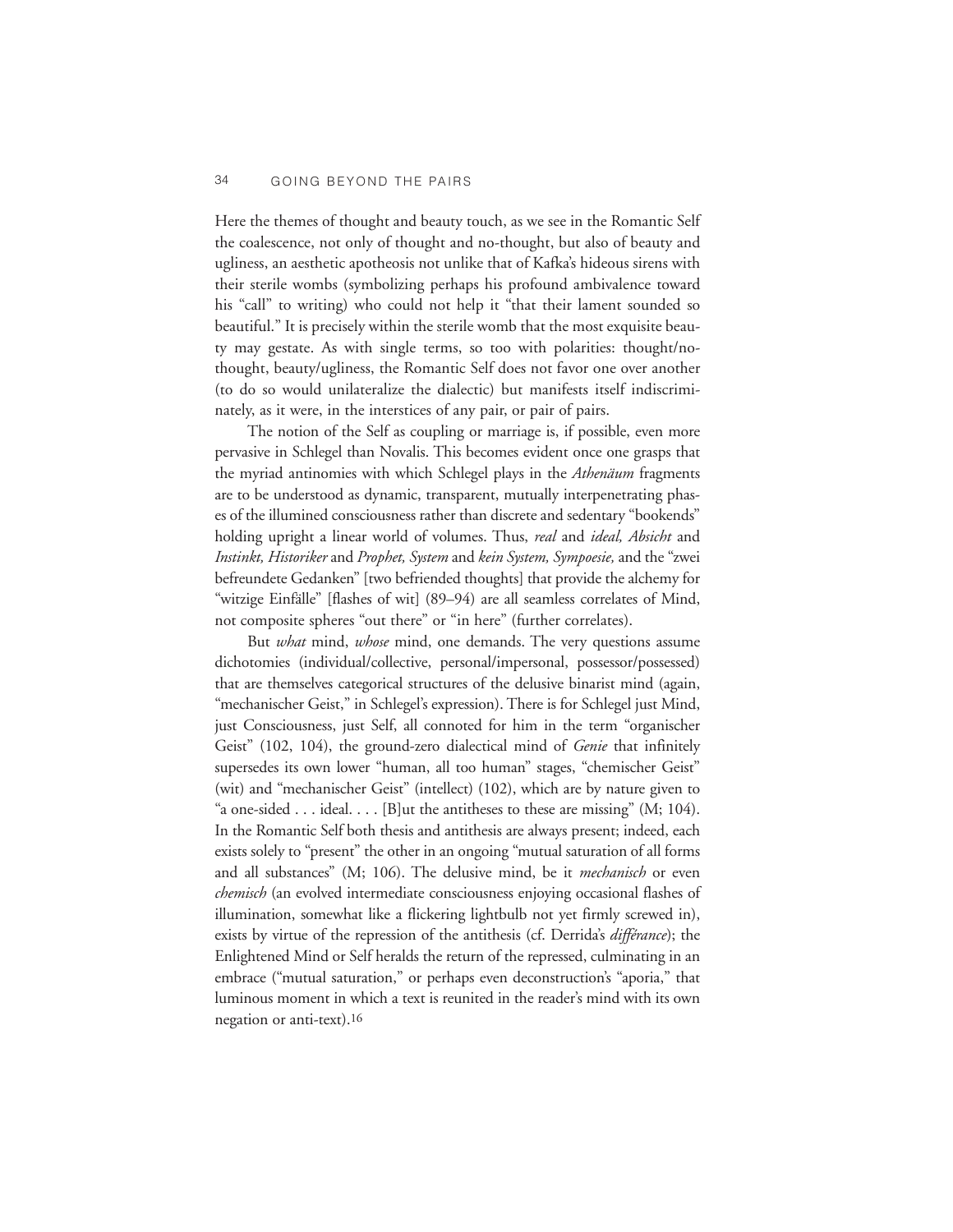Here the themes of thought and beauty touch, as we see in the Romantic Self the coalescence, not only of thought and no-thought, but also of beauty and ugliness, an aesthetic apotheosis not unlike that of Kafka's hideous sirens with their sterile wombs (symbolizing perhaps his profound ambivalence toward his "call" to writing) who could not help it "that their lament sounded so beautiful." It is precisely within the sterile womb that the most exquisite beauty may gestate. As with single terms, so too with polarities: thought/no-thought, beauty/ugliness, the Romantic Self does not favor one over another (to do so would unilateralize the dialectic) but manifests itself indiscriminately, as it were, in the interstices of any pair, or pair of pairs.

The notion of the Self as coupling or marriage is, if possible, even more pervasive in Schlegel than Novalis. This becomes evident once one grasps that the myriad antinomies with which Schlegel plays in the *Athenäum* fragments are to be understood as dynamic, transparent, mutually interpenetrating phases of the illumined consciousness rather than discrete and sedentary "bookends" holding upright a linear world of volumes. Thus, *real* and *ideal, Absicht* and *Instinkt, Historiker* and *Prophet, System* and *kein System, Sympoesie,* and the "zwei befreundete Gedanken" [two befriended thoughts] that provide the alchemy for "witzige Einfälle" [flashes of wit] (89–94) are all seamless correlates of Mind, not composite spheres "out there" or "in here" (further correlates).

But *what* mind, *whose* mind, one demands. The very questions assume dichotomies (individual/collective, personal/impersonal, possessor/possessed) that are themselves categorical structures of the delusive binarist mind (again, "mechanischer Geist," in Schlegel's expression). There is for Schlegel just Mind, just Consciousness, just Self, all connoted for him in the term "organischer Geist" (102, 104), the ground-zero dialectical mind of *Genie* that infinitely supersedes its own lower "human, all too human" stages, "chemischer Geist" (wit) and "mechanischer Geist" (intellect) (102), which are by nature given to "a one-sided . . . ideal. . . . [B]ut the antitheses to these are missing" (M; 104). In the Romantic Self both thesis and antithesis are always present; indeed, each exists solely to "present" the other in an ongoing "mutual saturation of all forms and all substances" (M; 106). The delusive mind, be it *mechanisch* or even *chemisch* (an evolved intermediate consciousness enjoying occasional flashes of illumination, somewhat like a flickering lightbulb not yet firmly screwed in), exists by virtue of the repression of the antithesis (cf. Derrida's *différance*); the Enlightened Mind or Self heralds the return of the repressed, culminating in an embrace ("mutual saturation," or perhaps even deconstruction's "aporia," that luminous moment in which a text is reunited in the reader's mind with its own negation or anti-text).[16]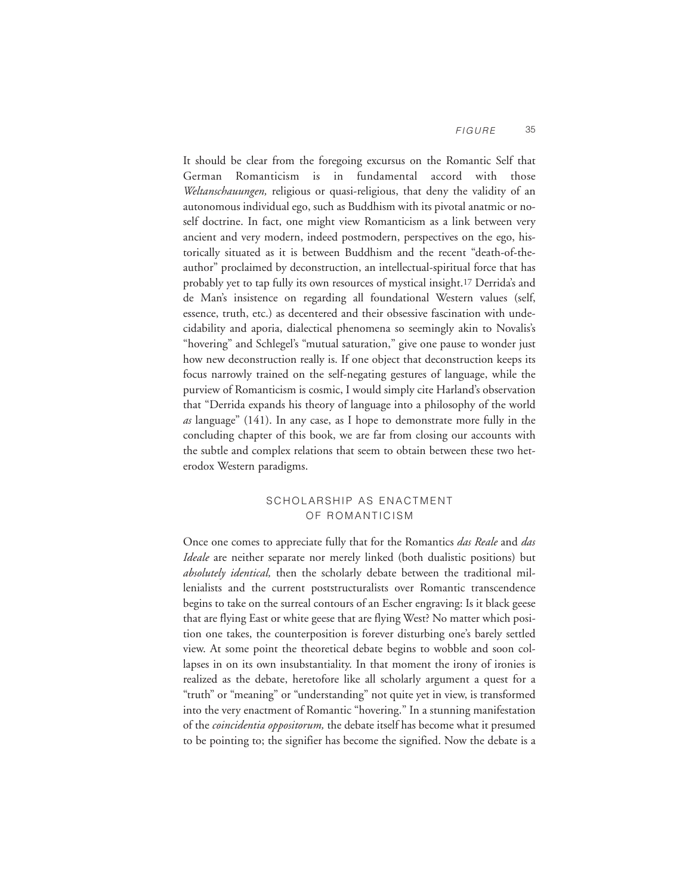It should be clear from the foregoing excursus on the Romantic Self that German Romanticism is in fundamental accord with those *Weltanschauungen,* religious or quasi-religious, that deny the validity of an autonomous individual ego, such as Buddhism with its pivotal anatmic or no-self doctrine. In fact, one might view Romanticism as a link between very ancient and very modern, indeed postmodern, perspectives on the ego, historically situated as it is between Buddhism and the recent "death-of-the-author" proclaimed by deconstruction, an intellectual-spiritual force that has probably yet to tap fully its own resources of mystical insight.[17] Derrida's and de Man's insistence on regarding all foundational Western values (self, essence, truth, etc.) as decentered and their obsessive fascination with undecidability and aporia, dialectical phenomena so seemingly akin to Novalis's "hovering" and Schlegel's "mutual saturation," give one pause to wonder just how new deconstruction really is. If one object that deconstruction keeps its focus narrowly trained on the self-negating gestures of language, while the purview of Romanticism is cosmic, I would simply cite Harland's observation that "Derrida expands his theory of language into a philosophy of the world *as* language" (141). In any case, as I hope to demonstrate more fully in the concluding chapter of this book, we are far from closing our accounts with the subtle and complex relations that seem to obtain between these two heterodox Western paradigms.

## SCHOLARSHIP AS ENACTMENT OF ROMANTICISM

Once one comes to appreciate fully that for the Romantics *das Reale* and *das Ideale* are neither separate nor merely linked (both dualistic positions) but *absolutely identical,* then the scholarly debate between the traditional millenialists and the current poststructuralists over Romantic transcendence begins to take on the surreal contours of an Escher engraving: Is it black geese that are flying East or white geese that are flying West? No matter which position one takes, the counterposition is forever disturbing one's barely settled view. At some point the theoretical debate begins to wobble and soon collapses in on its own insubstantiality. In that moment the irony of ironies is realized as the debate, heretofore like all scholarly argument a quest for a "truth" or "meaning" or "understanding" not quite yet in view, is transformed into the very enactment of Romantic "hovering." In a stunning manifestation of the *coincidentia oppositorum,* the debate itself has become what it presumed to be pointing to; the signifier has become the signified. Now the debate is a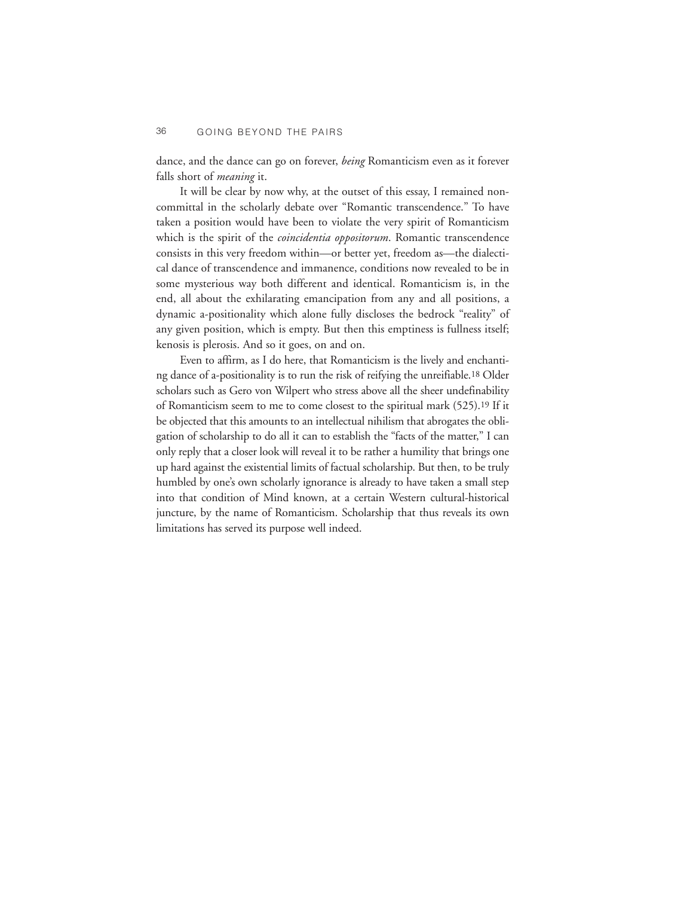dance, and the dance can go on forever, *being* Romanticism even as it forever falls short of *meaning* it.

It will be clear by now why, at the outset of this essay, I remained noncommittal in the scholarly debate over "Romantic transcendence." To have taken a position would have been to violate the very spirit of Romanticism which is the spirit of the *coincidentia oppositorum*. Romantic transcendence consists in this very freedom within—or better yet, freedom as—the dialectical dance of transcendence and immanence, conditions now revealed to be in some mysterious way both different and identical. Romanticism is, in the end, all about the exhilarating emancipation from any and all positions, a dynamic a-positionality which alone fully discloses the bedrock "reality" of any given position, which is empty. But then this emptiness is fullness itself; kenosis is plerosis. And so it goes, on and on.

Even to affirm, as I do here, that Romanticism is the lively and enchanting dance of a-positionality is to run the risk of reifying the unreifiable.[18] Older scholars such as Gero von Wilpert who stress above all the sheer undefinability of Romanticism seem to me to come closest to the spiritual mark (525).[19] If it be objected that this amounts to an intellectual nihilism that abrogates the obligation of scholarship to do all it can to establish the "facts of the matter," I can only reply that a closer look will reveal it to be rather a humility that brings one up hard against the existential limits of factual scholarship. But then, to be truly humbled by one's own scholarly ignorance is already to have taken a small step into that condition of Mind known, at a certain Western cultural-historical juncture, by the name of Romanticism. Scholarship that thus reveals its own limitations has served its purpose well indeed.